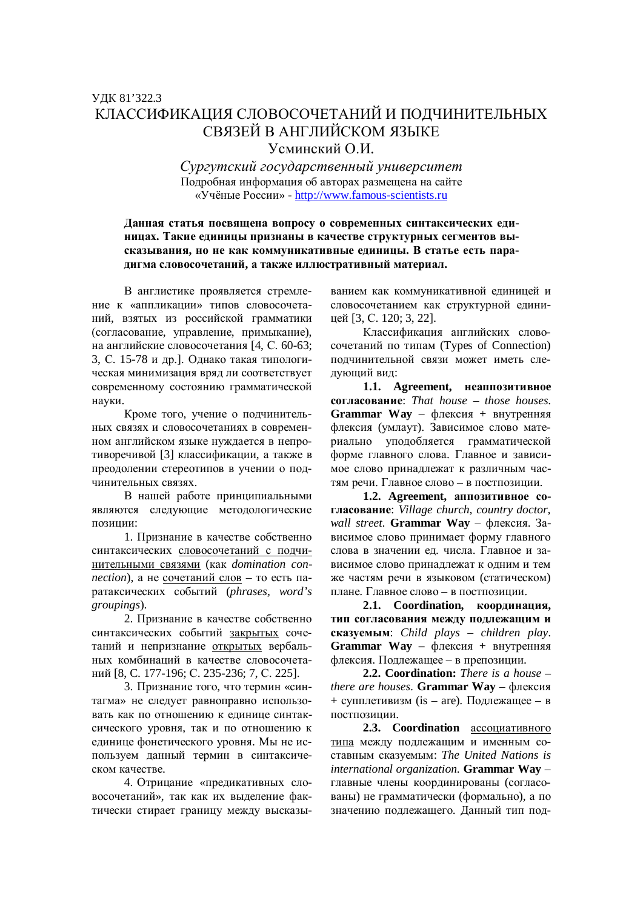УДК 81'322.3

# КЛАССИФИКАЦИЯ СЛОВОСОЧЕТАНИЙ И ПОДЧИНИТЕЛЬНЫХ СВЯЗЕЙ В АНГЛИЙСКОМ ЯЗЫКЕ

Усминский О.И.

*Сургутский государственный университет*

Подробная информация об авторах размещена на сайте «Учёные России» - http://www.famous-scientists.ru

**Данная статья посвящена вопросу о современных синтаксических единицах. Такие единицы признаны в качестве структурных сегментов высказывания, но не как коммуникативные единицы. В статье есть парадигма словосочетаний, а также иллюстративный материал.**

В англистике проявляется стремление к «аппликации» типов словосочетаний, взятых из российской грамматики (согласование, управление, примыкание), на английские словосочетания [4, С. 60-63; 3, С. 15-78 и др.]. Однако такая типологическая минимизация вряд ли соответствует современному состоянию грамматической науки.

Кроме того, учение о подчинительных связях и словосочетаниях в современном английском языке нуждается в непротиворечивой [3] классификации, а также в преодолении стереотипов в учении о подчинительных связях.

В нашей работе принципиальными являются следующие методологические позиции:

1. Признание в качестве собственно синтаксических словосочетаний с подчинительными связями (как *domination connection*), а не сочетаний слов – то есть паратаксических событий (*phrases, word's groupings*).

2. Признание в качестве собственно синтаксических событий закрытых сочетаний и непризнание открытых вербальных комбинаций в качестве словосочетаний [8, С. 177-196; С. 235-236; 7, С. 225].

3. Признание того, что термин «синтагма» не следует равноправно использовать как по отношению к единице синтаксического уровня, так и по отношению к единице фонетического уровня. Мы не используем данный термин в синтаксическом качестве.

4. Отрицание «предикативных словосочетаний», так как их выделение фактически стирает границу между высказыванием как коммуникативной единицей и словосочетанием как структурной единицей [3, С. 120; 3, 22].

Классификация английских словосочетаний по типам (Types of Connection) подчинительной связи может иметь следующий вид:

**1.1. Agreement, неаппозитивное согласование**: *That house – those houses.* **Grammar Way** – флексия + внутренняя флексия (умлаут). Зависимое слово материально уподобляется грамматической форме главного слова. Главное и зависимое слово принадлежат к различным частям речи. Главное слово – в постпозиции.

**1.2. Agreement, аппозитивное согласование**: *Village church, country doctor, wall street.* **Grammar Way** – флексия. Зависимое слово принимает форму главного слова в значении ед. числа. Главное и зависимое слово принадлежат к одним и тем же частям речи в языковом (статическом) плане. Главное слово – в постпозиции.

**2.1. Coordination, координация, тип согласования между подлежащим и сказуемым**: *Child plays – children play*. **Grammar Way –** флексия **+** внутренняя флексия. Подлежащее – в препозиции.

**2.2. Coordination:** *There is a house – there are houses.* **Grammar Way** – флексия + супплетивизм (is – are). Подлежащее – в постпозиции.

**2.3. Coordination** ассоциативного типа между подлежащим и именным составным сказуемым: *The United Nations is international organization.* **Grammar Way** – главные члены координированы (согласованы) не грамматически (формально), а по значению подлежащего. Данный тип под-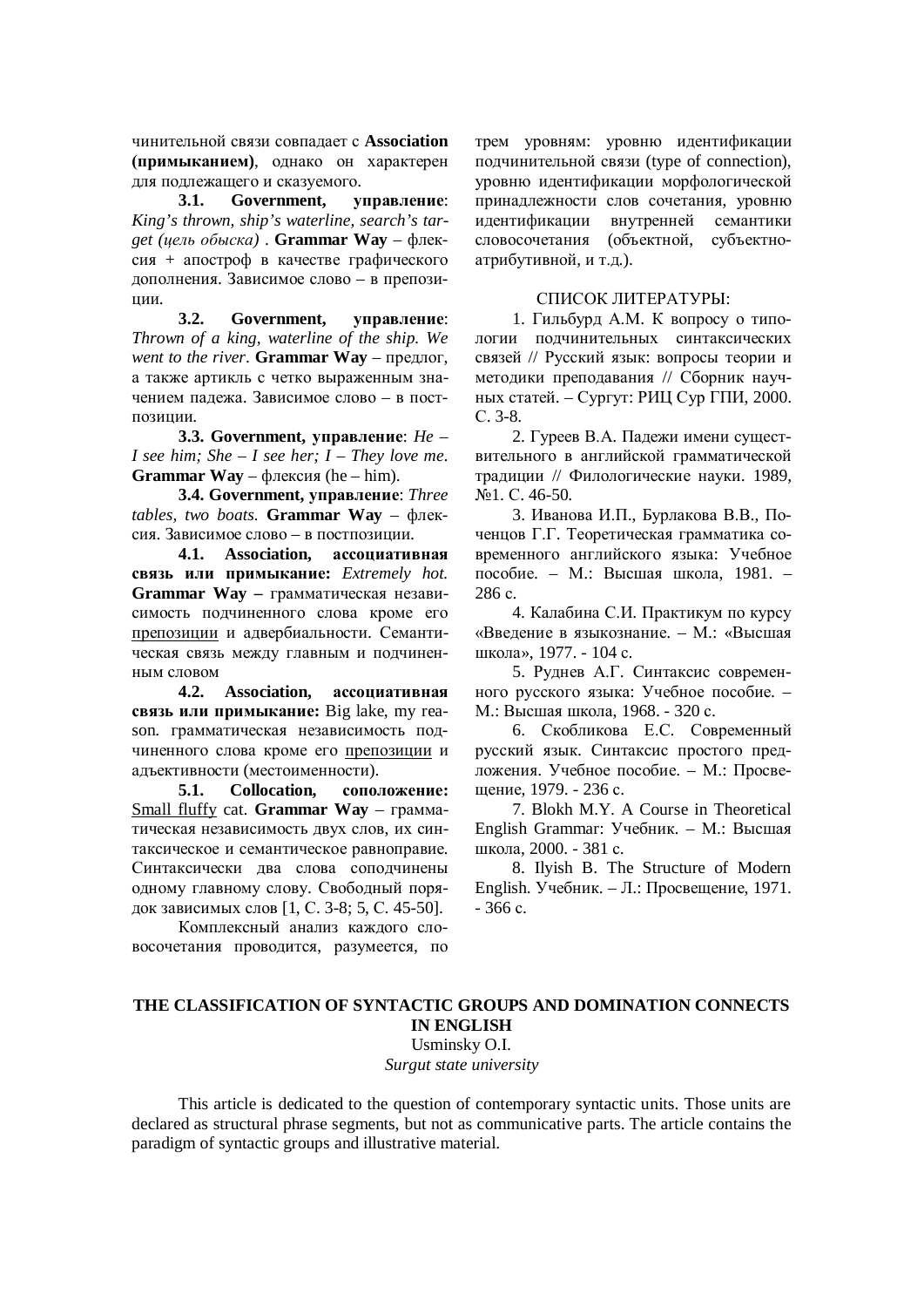чинительной связи совпадает с **Association (примыканием)**, однако он характерен для подлежащего и сказуемого.

**3.1. Government, управление**: *King's thrown, ship's waterline, search's target (цель обыска)* . **Grammar Way** – флексия + апостроф в качестве графического дополнения. Зависимое слово – в препозиции.

**3.2. Government, управление**: *Thrown of a king, waterline of the ship. We went to the river*. **Grammar Way** – предлог, а также артикль с четко выраженным значением падежа. Зависимое слово – в постпозиции.

**3.3. Government, управление**: *He – I see him; She – I see her; I – They love me*. **Grammar Way** – флексия (he – him).

**3.4. Government, управление**: *Three tables, two boats.* **Grammar Way** – флексия. Зависимое слово – в постпозиции.

**4.1. Association, ассоциативная связь или примыкание:** *Extremely hot.* **Grammar Way –** грамматическая независимость подчиненного слова кроме его <u>препозиции</u> и адвербиальности. Семантическая связь между главным и подчиненным словом

**4.2. Association, ассоциативная связь или примыкание:** Big lake, my reason. грамматическая независимость подчиненного слова кроме его <u>препозиции</u> и адъективности (местоименности).

**5.1. Collocation, соположение:** <u>Small fluffy</u> cat. **Grammar Way** – грамматическая независимость двух слов, их синтаксическое и семантическое равноправие. Синтаксически два слова соподчинены одному главному слову. Свободный порядок зависимых слов [1, С. 3-8; 5, С. 45-50].

Комплексный анализ каждого словосочетания проводится, разумеется, по трем уровням: уровню идентификации подчинительной связи (type of connection), уровню идентификации морфологической принадлежности слов сочетания, уровню идентификации внутренней семантики словосочетания (объектной, субъектно-атрибутивной, и т.д.).

### СПИСОК ЛИТЕРАТУРЫ:

1. Гильбурд А.М. К вопросу о типологии подчинительных синтаксических связей // Русский язык: вопросы теории и методики преподавания // Сборник научных статей. – Сургут: РИЦ Сур ГПИ, 2000. С. 3-8.
2. Гуреев В.А. Падежи имени существительного в английской грамматической традиции // Филологические науки. 1989, №1. С. 46-50.
3. Иванова И.П., Бурлакова В.В., Почепцов Г.Г. Теоретическая грамматика современного английского языка: Учебное пособие. – М.: Высшая школа, 1981. – 286 с.
4. Калабина С.И. Практикум по курсу «Введение в языкознание. – М.: «Высшая школа», 1977. - 104 с.
5. Руднев А.Г. Синтаксис современного русского языка: Учебное пособие. – М.: Высшая школа, 1968. - 320 с.
6. Скобликова Е.С. Современный русский язык. Синтаксис простого предложения. Учебное пособие. – М.: Просвещение, 1979. - 236 с.
7. Blokh M.Y. A Course in Theoretical English Grammar: Учебник. – М.: Высшая школа, 2000. - 381 с.
8. Ilyish B. The Structure of Modern English. Учебник. – Л.: Просвещение, 1971. - 366 с.

## THE CLASSIFICATION OF SYNTACTIC GROUPS AND DOMINATION CONNECTS IN ENGLISH

Usminsky O.I.

*Surgut state university*

This article is dedicated to the question of contemporary syntactic units. Those units are declared as structural phrase segments, but not as communicative parts. The article contains the paradigm of syntactic groups and illustrative material.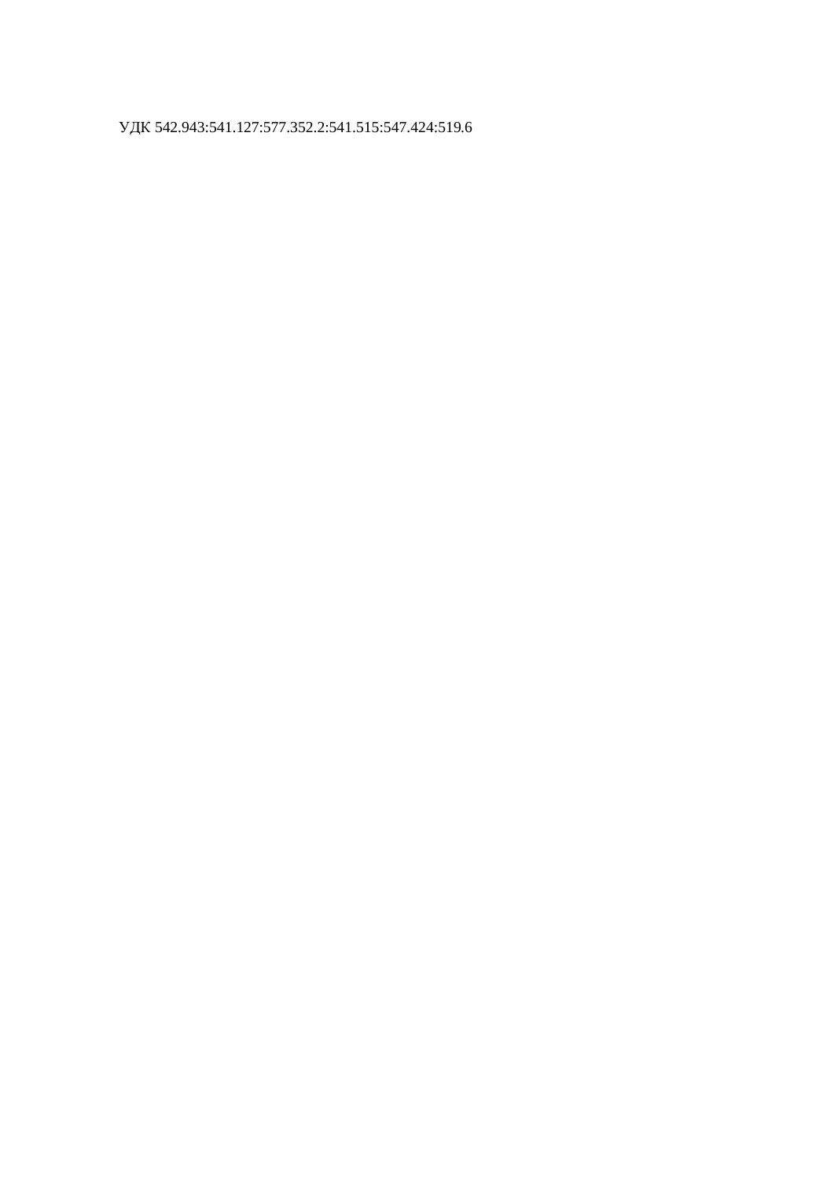УДК 542.943:541.127:577.352.2:541.515:547.424:519.6